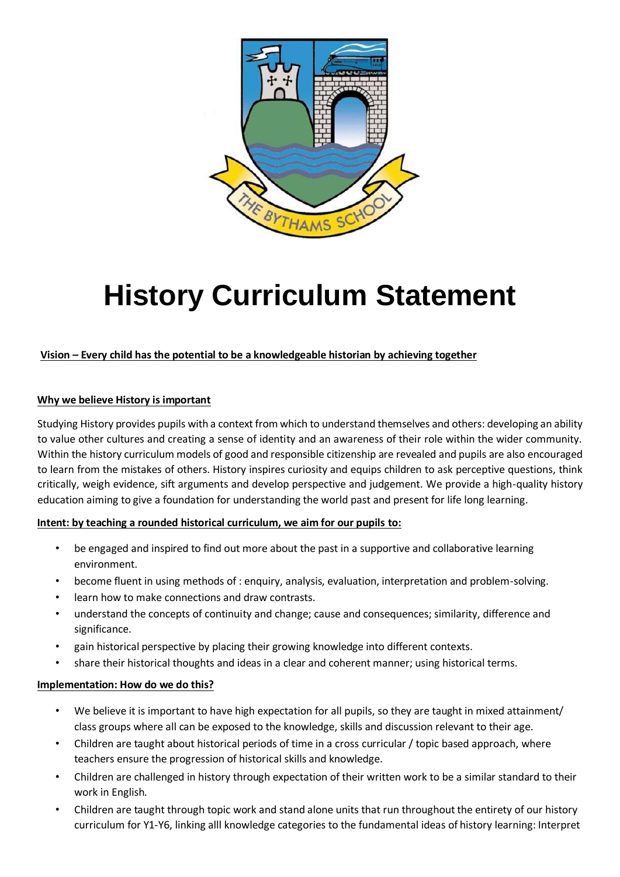# History Curriculum Statement

**Vision – Every child has the potential to be a knowledgeable historian by achieving together**

**Why we believe History is important**

Studying History provides pupils with a context from which to understand themselves and others: developing an ability to value other cultures and creating a sense of identity and an awareness of their role within the wider community. Within the history curriculum models of good and responsible citizenship are revealed and pupils are also encouraged to learn from the mistakes of others. History inspires curiosity and equips children to ask perceptive questions, think critically, weigh evidence, sift arguments and develop perspective and judgement. We provide a high-quality history education aiming to give a foundation for understanding the world past and present for life long learning.

**Intent: by teaching a rounded historical curriculum, we aim for our pupils to:**

- be engaged and inspired to find out more about the past in a supportive and collaborative learning environment.
- become fluent in using methods of : enquiry, analysis, evaluation, interpretation and problem-solving.
- learn how to make connections and draw contrasts.
- understand the concepts of continuity and change; cause and consequences; similarity, difference and significance.
- gain historical perspective by placing their growing knowledge into different contexts.
- share their historical thoughts and ideas in a clear and coherent manner; using historical terms.

**Implementation: How do we do this?**

- We believe it is important to have high expectation for all pupils, so they are taught in mixed attainment/ class groups where all can be exposed to the knowledge, skills and discussion relevant to their age.
- Children are taught about historical periods of time in a cross curricular / topic based approach, where teachers ensure the progression of historical skills and knowledge.
- Children are challenged in history through expectation of their written work to be a similar standard to their work in English.
- Children are taught through topic work and stand alone units that run throughout the entirety of our history curriculum for Y1-Y6, linking alll knowledge categories to the fundamental ideas of history learning: Interpret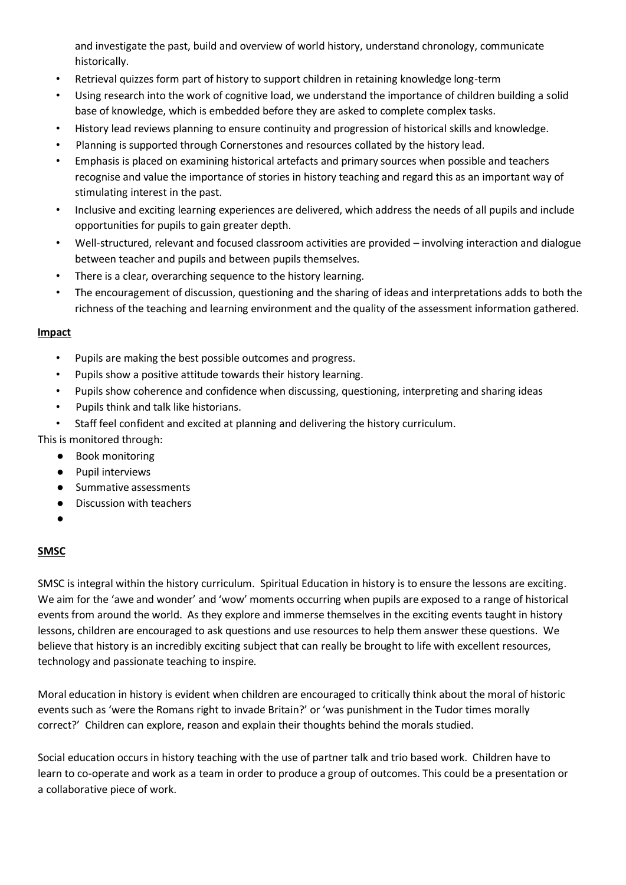and investigate the past, build and overview of world history, understand chronology, communicate historically.

- Retrieval quizzes form part of history to support children in retaining knowledge long-term
- Using research into the work of cognitive load, we understand the importance of children building a solid base of knowledge, which is embedded before they are asked to complete complex tasks.
- History lead reviews planning to ensure continuity and progression of historical skills and knowledge.
- Planning is supported through Cornerstones and resources collated by the history lead.
- Emphasis is placed on examining historical artefacts and primary sources when possible and teachers recognise and value the importance of stories in history teaching and regard this as an important way of stimulating interest in the past.
- Inclusive and exciting learning experiences are delivered, which address the needs of all pupils and include opportunities for pupils to gain greater depth.
- Well-structured, relevant and focused classroom activities are provided – involving interaction and dialogue between teacher and pupils and between pupils themselves.
- There is a clear, overarching sequence to the history learning.
- The encouragement of discussion, questioning and the sharing of ideas and interpretations adds to both the richness of the teaching and learning environment and the quality of the assessment information gathered.

**Impact**

- Pupils are making the best possible outcomes and progress.
- Pupils show a positive attitude towards their history learning.
- Pupils show coherence and confidence when discussing, questioning, interpreting and sharing ideas
- Pupils think and talk like historians.
- Staff feel confident and excited at planning and delivering the history curriculum.

This is monitored through:

- Book monitoring
- Pupil interviews
- Summative assessments
- Discussion with teachers

**SMSC**

SMSC is integral within the history curriculum. Spiritual Education in history is to ensure the lessons are exciting. We aim for the 'awe and wonder' and 'wow' moments occurring when pupils are exposed to a range of historical events from around the world. As they explore and immerse themselves in the exciting events taught in history lessons, children are encouraged to ask questions and use resources to help them answer these questions. We believe that history is an incredibly exciting subject that can really be brought to life with excellent resources, technology and passionate teaching to inspire.

Moral education in history is evident when children are encouraged to critically think about the moral of historic events such as 'were the Romans right to invade Britain?' or 'was punishment in the Tudor times morally correct?' Children can explore, reason and explain their thoughts behind the morals studied.

Social education occurs in history teaching with the use of partner talk and trio based work. Children have to learn to co-operate and work as a team in order to produce a group of outcomes. This could be a presentation or a collaborative piece of work.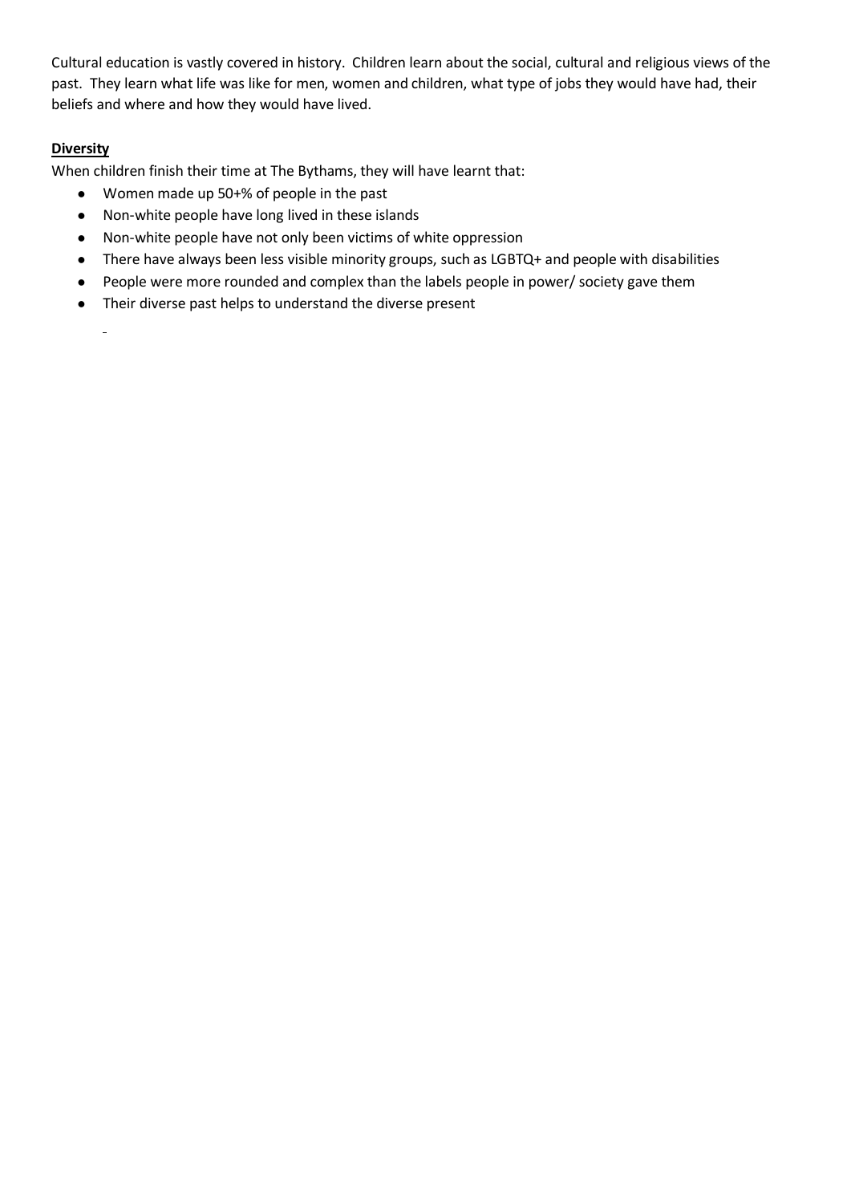Cultural education is vastly covered in history. Children learn about the social, cultural and religious views of the past. They learn what life was like for men, women and children, what type of jobs they would have had, their beliefs and where and how they would have lived.

**Diversity**

When children finish their time at The Bythams, they will have learnt that:

- Women made up 50+% of people in the past
- Non-white people have long lived in these islands
- Non-white people have not only been victims of white oppression
- There have always been less visible minority groups, such as LGBTQ+ and people with disabilities
- People were more rounded and complex than the labels people in power/ society gave them
- Their diverse past helps to understand the diverse present